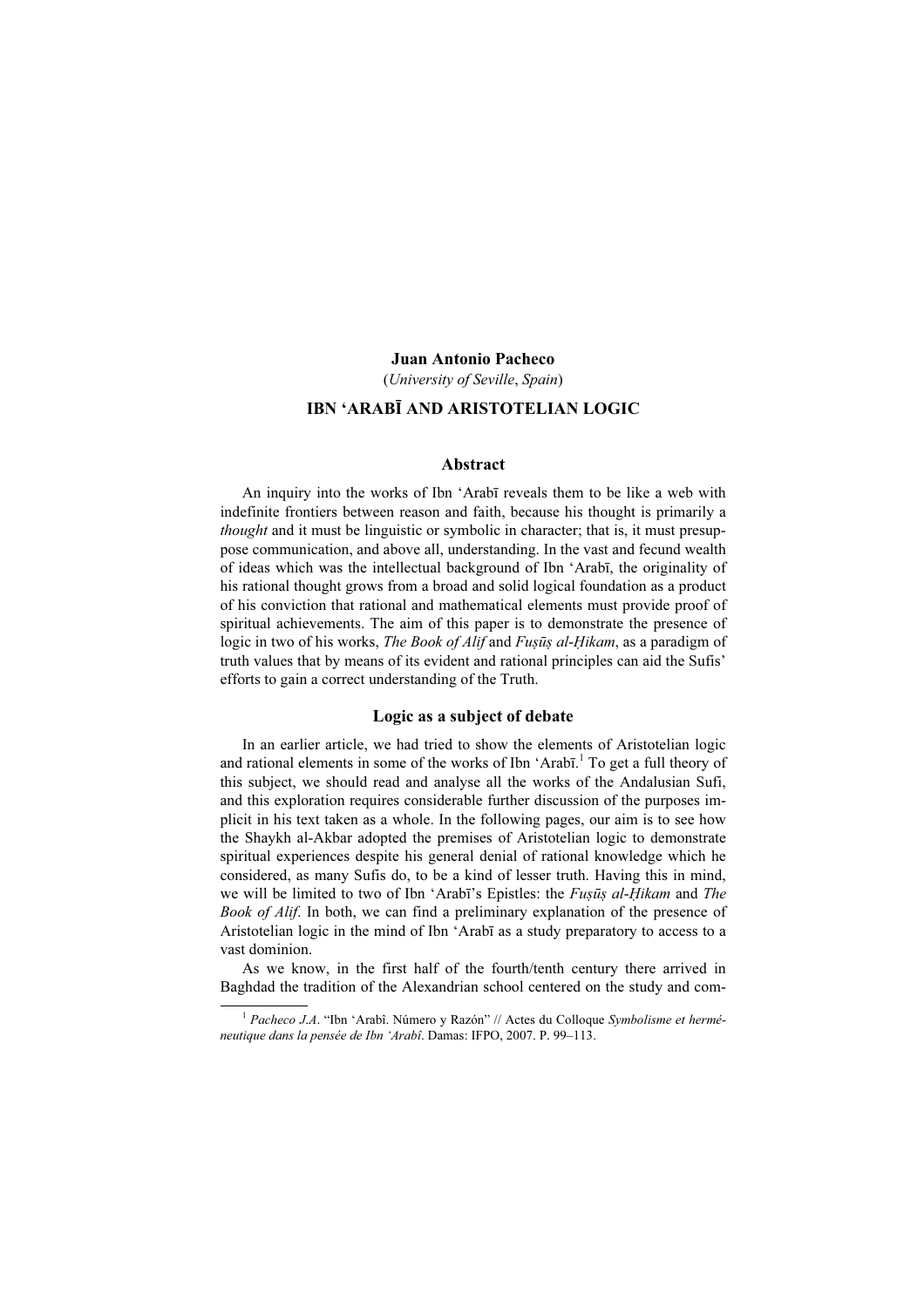**Juan Antonio Pacheco**

(*University of Seville*, *Spain*)

# IBN 'ARABĪ AND ARISTOTELIAN LOGIC

## Abstract

An inquiry into the works of Ibn 'Arabī reveals them to be like a web with indefinite frontiers between reason and faith, because his thought is primarily a *thought* and it must be linguistic or symbolic in character; that is, it must presuppose communication, and above all, understanding. In the vast and fecund wealth of ideas which was the intellectual background of Ibn 'Arabī, the originality of his rational thought grows from a broad and solid logical foundation as a product of his conviction that rational and mathematical elements must provide proof of spiritual achievements. The aim of this paper is to demonstrate the presence of logic in two of his works, *The Book of Alif* and *Fuṣūṣ al-Ḥikam*, as a paradigm of truth values that by means of its evident and rational principles can aid the Sufis' efforts to gain a correct understanding of the Truth.

## Logic as a subject of debate

In an earlier article, we had tried to show the elements of Aristotelian logic and rational elements in some of the works of Ibn 'Arabī.[1] To get a full theory of this subject, we should read and analyse all the works of the Andalusian Sufi, and this exploration requires considerable further discussion of the purposes implicit in his text taken as a whole. In the following pages, our aim is to see how the Shaykh al-Akbar adopted the premises of Aristotelian logic to demonstrate spiritual experiences despite his general denial of rational knowledge which he considered, as many Sufis do, to be a kind of lesser truth. Having this in mind, we will be limited to two of Ibn 'Arabī's Epistles: the *Fuṣūṣ al-Ḥikam* and *The Book of Alif*. In both, we can find a preliminary explanation of the presence of Aristotelian logic in the mind of Ibn 'Arabī as a study preparatory to access to a vast dominion.

As we know, in the first half of the fourth/tenth century there arrived in Baghdad the tradition of the Alexandrian school centered on the study and com-

---

[1] *Pacheco J.A*. "Ibn 'Arabî. Número y Razón" // Actes du Colloque *Symbolisme et herméneutique dans la pensée de Ibn 'Arabî*. Damas: IFPO, 2007. P. 99–113.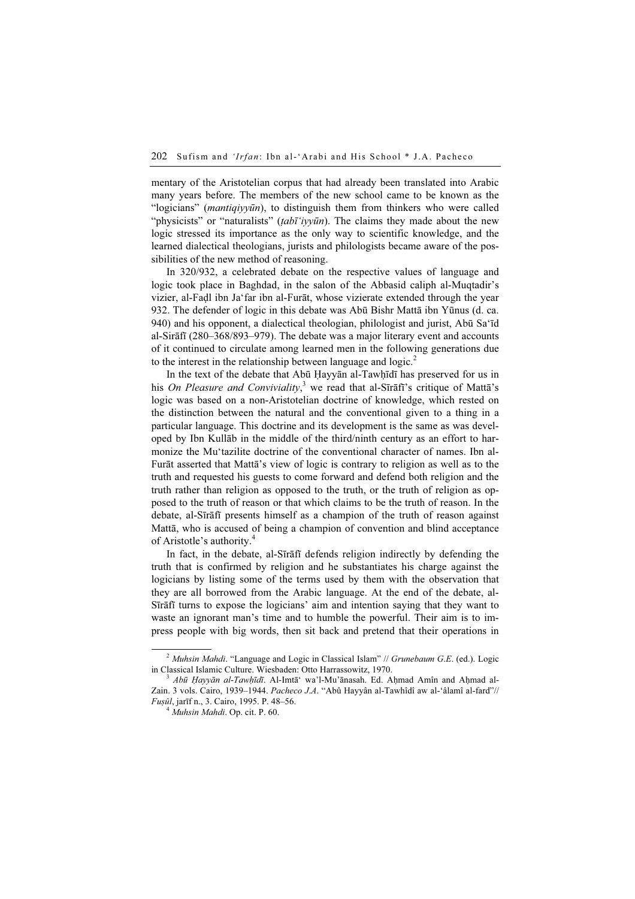mentary of the Aristotelian corpus that had already been translated into Arabic many years before. The members of the new school came to be known as the "logicians" (*mantiqiyyūn*), to distinguish them from thinkers who were called "physicists" or "naturalists" (*ṭabīʻiyyūn*). The claims they made about the new logic stressed its importance as the only way to scientific knowledge, and the learned dialectical theologians, jurists and philologists became aware of the possibilities of the new method of reasoning.

In 320/932, a celebrated debate on the respective values of language and logic took place in Baghdad, in the salon of the Abbasid caliph al-Muqtadir's vizier, al-Faḍl ibn Jaʻfar ibn al-Furāt, whose vizierate extended through the year 932. The defender of logic in this debate was Abū Bishr Mattā ibn Yūnus (d. ca. 940) and his opponent, a dialectical theologian, philologist and jurist, Abū Saʻīd al-Sirāfī (280–368/893–979). The debate was a major literary event and accounts of it continued to circulate among learned men in the following generations due to the interest in the relationship between language and logic.[2]

In the text of the debate that Abū Ḥayyān al-Tawḥīdī has preserved for us in his *On Pleasure and Conviviality*,[3] we read that al-Sīrāfī's critique of Mattā's logic was based on a non-Aristotelian doctrine of knowledge, which rested on the distinction between the natural and the conventional given to a thing in a particular language. This doctrine and its development is the same as was developed by Ibn Kullāb in the middle of the third/ninth century as an effort to harmonize the Muʻtazilite doctrine of the conventional character of names. Ibn al-Furāt asserted that Mattā's view of logic is contrary to religion as well as to the truth and requested his guests to come forward and defend both religion and the truth rather than religion as opposed to the truth, or the truth of religion as opposed to the truth of reason or that which claims to be the truth of reason. In the debate, al-Sīrāfī presents himself as a champion of the truth of reason against Mattā, who is accused of being a champion of convention and blind acceptance of Aristotle's authority.[4]

In fact, in the debate, al-Sīrāfī defends religion indirectly by defending the truth that is confirmed by religion and he substantiates his charge against the logicians by listing some of the terms used by them with the observation that they are all borrowed from the Arabic language. At the end of the debate, al-Sīrāfī turns to expose the logicians' aim and intention saying that they want to waste an ignorant man's time and to humble the powerful. Their aim is to impress people with big words, then sit back and pretend that their operations in

---

[2] *Muhsin Mahdi*. "Language and Logic in Classical Islam" // *Grunebaum G.E*. (ed.). Logic in Classical Islamic Culture. Wiesbaden: Otto Harrassowitz, 1970.

[3] *Abū Ḥayyān al-Tawḥīdī*. Al-Imtāʻ wa'l-Mu'ānasah. Ed. Aḥmad Amîn and Aḥmad al-Zain. 3 vols. Cairo, 1939–1944. *Pacheco J.A*. "Abû Hayyân al-Tawhîdî aw al-ʻâlamî al-fard"// *Fuṣûl*, jarīf n., 3. Cairo, 1995. P. 48–56.

[4] *Muhsin Mahdi*. Op. cit. P. 60.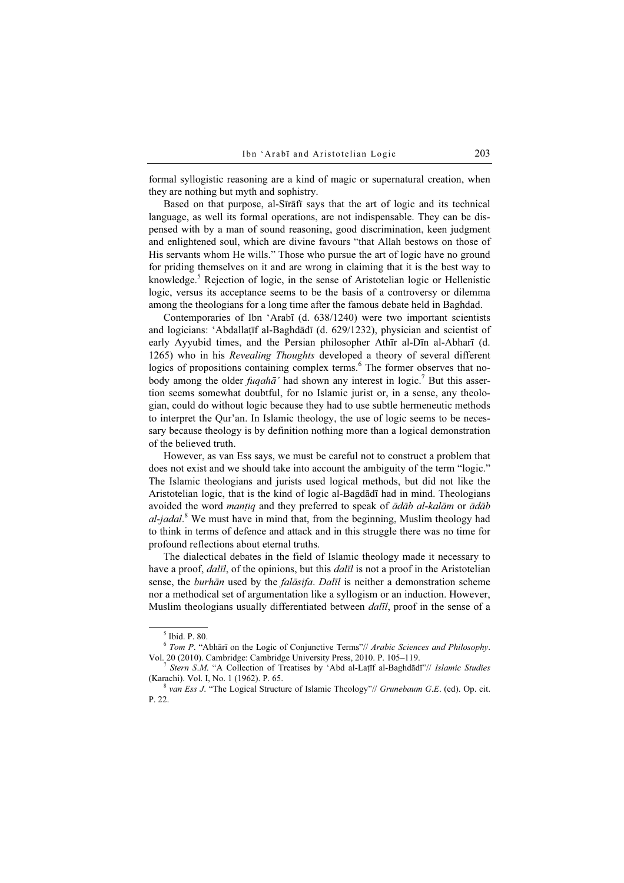formal syllogistic reasoning are a kind of magic or supernatural creation, when they are nothing but myth and sophistry.

Based on that purpose, al-Sīrāfī says that the art of logic and its technical language, as well its formal operations, are not indispensable. They can be dispensed with by a man of sound reasoning, good discrimination, keen judgment and enlightened soul, which are divine favours "that Allah bestows on those of His servants whom He wills." Those who pursue the art of logic have no ground for priding themselves on it and are wrong in claiming that it is the best way to knowledge.[5] Rejection of logic, in the sense of Aristotelian logic or Hellenistic logic, versus its acceptance seems to be the basis of a controversy or dilemma among the theologians for a long time after the famous debate held in Baghdad.

Contemporaries of Ibn 'Arabī (d. 638/1240) were two important scientists and logicians: 'Abdallaṭīf al-Baghdādī (d. 629/1232), physician and scientist of early Ayyubid times, and the Persian philosopher Athīr al-Dīn al-Abharī (d. 1265) who in his *Revealing Thoughts* developed a theory of several different logics of propositions containing complex terms.[6] The former observes that nobody among the older *fuqahā'* had shown any interest in logic.[7] But this assertion seems somewhat doubtful, for no Islamic jurist or, in a sense, any theologian, could do without logic because they had to use subtle hermeneutic methods to interpret the Qur'an. In Islamic theology, the use of logic seems to be necessary because theology is by definition nothing more than a logical demonstration of the believed truth.

However, as van Ess says, we must be careful not to construct a problem that does not exist and we should take into account the ambiguity of the term "logic." The Islamic theologians and jurists used logical methods, but did not like the Aristotelian logic, that is the kind of logic al-Bagdādī had in mind. Theologians avoided the word *manṭiq* and they preferred to speak of *ādāb al-kalām* or *ādāb al-jadal*.[8] We must have in mind that, from the beginning, Muslim theology had to think in terms of defence and attack and in this struggle there was no time for profound reflections about eternal truths.

The dialectical debates in the field of Islamic theology made it necessary to have a proof, *dalīl*, of the opinions, but this *dalīl* is not a proof in the Aristotelian sense, the *burhān* used by the *falāsifa*. *Dalīl* is neither a demonstration scheme nor a methodical set of argumentation like a syllogism or an induction. However, Muslim theologians usually differentiated between *dalīl*, proof in the sense of a

---

[5] Ibid. P. 80.

[6] *Tom P*. "Abhārī on the Logic of Conjunctive Terms"// *Arabic Sciences and Philosophy*. Vol. 20 (2010). Cambridge: Cambridge University Press, 2010. P. 105–119.

[7] *Stern S.M*. "A Collection of Treatises by 'Abd al-Laṭīf al-Baghdādī"// *Islamic Studies* (Karachi). Vol. I, No. 1 (1962). P. 65.

[8] *van Ess J*. "The Logical Structure of Islamic Theology"// *Grunebaum G.E*. (ed). Op. cit. P. 22.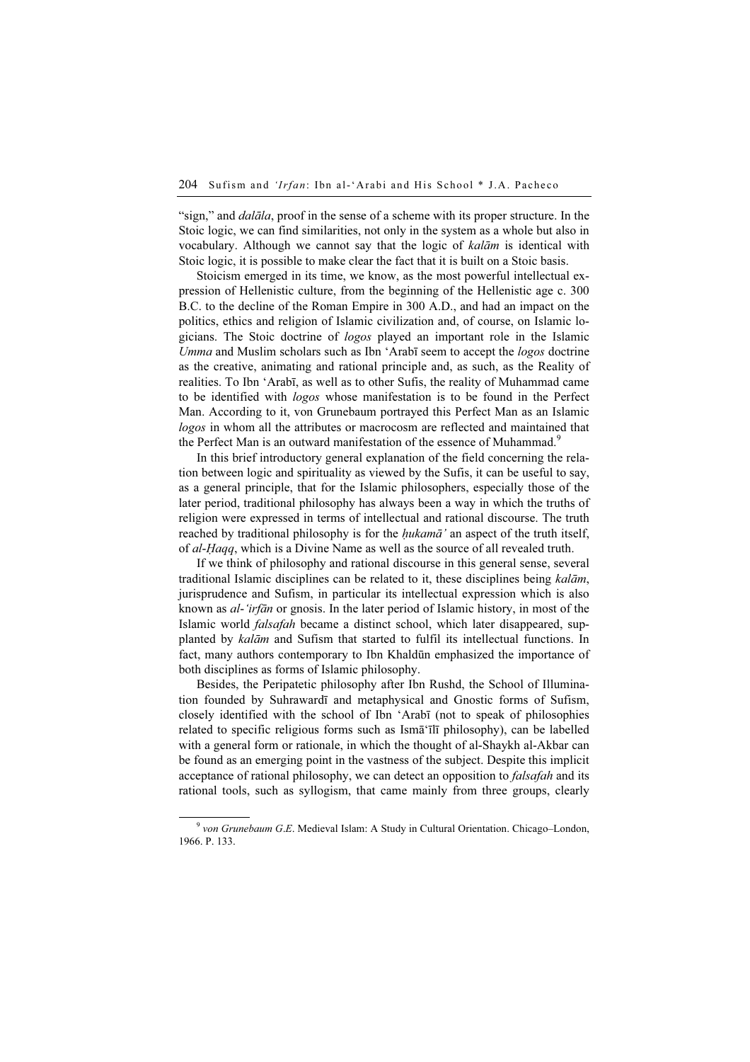"sign," and *dalāla*, proof in the sense of a scheme with its proper structure. In the Stoic logic, we can find similarities, not only in the system as a whole but also in vocabulary. Although we cannot say that the logic of *kalām* is identical with Stoic logic, it is possible to make clear the fact that it is built on a Stoic basis.

Stoicism emerged in its time, we know, as the most powerful intellectual expression of Hellenistic culture, from the beginning of the Hellenistic age c. 300 B.C. to the decline of the Roman Empire in 300 A.D., and had an impact on the politics, ethics and religion of Islamic civilization and, of course, on Islamic logicians. The Stoic doctrine of *logos* played an important role in the Islamic *Umma* and Muslim scholars such as Ibn 'Arabī seem to accept the *logos* doctrine as the creative, animating and rational principle and, as such, as the Reality of realities. To Ibn 'Arabī, as well as to other Sufis, the reality of Muhammad came to be identified with *logos* whose manifestation is to be found in the Perfect Man. According to it, von Grunebaum portrayed this Perfect Man as an Islamic *logos* in whom all the attributes or macrocosm are reflected and maintained that the Perfect Man is an outward manifestation of the essence of Muhammad.[9]

In this brief introductory general explanation of the field concerning the relation between logic and spirituality as viewed by the Sufis, it can be useful to say, as a general principle, that for the Islamic philosophers, especially those of the later period, traditional philosophy has always been a way in which the truths of religion were expressed in terms of intellectual and rational discourse. The truth reached by traditional philosophy is for the *ḥukamā'* an aspect of the truth itself, of *al-Ḥaqq*, which is a Divine Name as well as the source of all revealed truth.

If we think of philosophy and rational discourse in this general sense, several traditional Islamic disciplines can be related to it, these disciplines being *kalām*, jurisprudence and Sufism, in particular its intellectual expression which is also known as *al-'irfān* or gnosis. In the later period of Islamic history, in most of the Islamic world *falsafah* became a distinct school, which later disappeared, supplanted by *kalām* and Sufism that started to fulfil its intellectual functions. In fact, many authors contemporary to Ibn Khaldūn emphasized the importance of both disciplines as forms of Islamic philosophy.

Besides, the Peripatetic philosophy after Ibn Rushd, the School of Illumination founded by Suhrawardī and metaphysical and Gnostic forms of Sufism, closely identified with the school of Ibn 'Arabī (not to speak of philosophies related to specific religious forms such as Ismā'īlī philosophy), can be labelled with a general form or rationale, in which the thought of al-Shaykh al-Akbar can be found as an emerging point in the vastness of the subject. Despite this implicit acceptance of rational philosophy, we can detect an opposition to *falsafah* and its rational tools, such as syllogism, that came mainly from three groups, clearly

---

[9] *von Grunebaum G.E*. Medieval Islam: A Study in Cultural Orientation. Chicago–London, 1966. P. 133.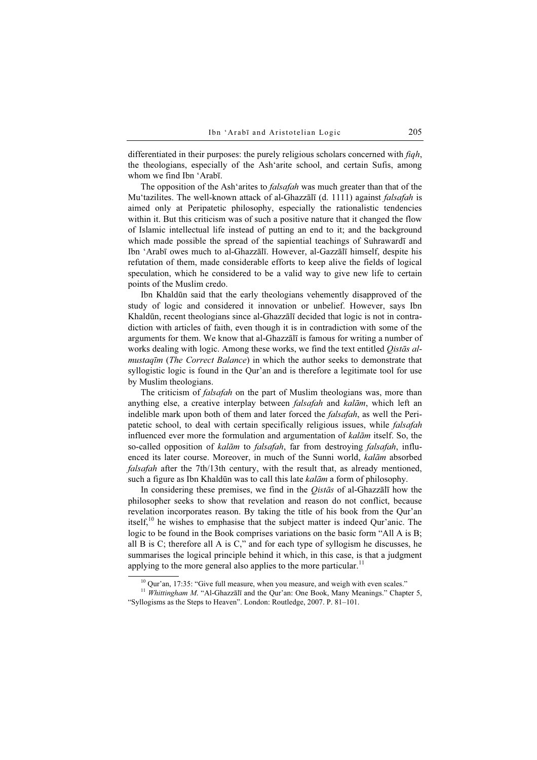differentiated in their purposes: the purely religious scholars concerned with *fiqh*, the theologians, especially of the Ash'arite school, and certain Sufis, among whom we find Ibn 'Arabī.

The opposition of the Ash'arites to *falsafah* was much greater than that of the Mu'tazilites. The well-known attack of al-Ghazzālī (d. 1111) against *falsafah* is aimed only at Peripatetic philosophy, especially the rationalistic tendencies within it. But this criticism was of such a positive nature that it changed the flow of Islamic intellectual life instead of putting an end to it; and the background which made possible the spread of the sapiential teachings of Suhrawardī and Ibn 'Arabī owes much to al-Ghazzālī. However, al-Gazzālī himself, despite his refutation of them, made considerable efforts to keep alive the fields of logical speculation, which he considered to be a valid way to give new life to certain points of the Muslim credo.

Ibn Khaldūn said that the early theologians vehemently disapproved of the study of logic and considered it innovation or unbelief. However, says Ibn Khaldūn, recent theologians since al-Ghazzālī decided that logic is not in contradiction with articles of faith, even though it is in contradiction with some of the arguments for them. We know that al-Ghazzālī is famous for writing a number of works dealing with logic. Among these works, we find the text entitled *Qistās al-mustaqīm* (*The Correct Balance*) in which the author seeks to demonstrate that syllogistic logic is found in the Qur'an and is therefore a legitimate tool for use by Muslim theologians.

The criticism of *falsafah* on the part of Muslim theologians was, more than anything else, a creative interplay between *falsafah* and *kalām*, which left an indelible mark upon both of them and later forced the *falsafah*, as well the Peripatetic school, to deal with certain specifically religious issues, while *falsafah* influenced ever more the formulation and argumentation of *kalām* itself. So, the so-called opposition of *kalām* to *falsafah*, far from destroying *falsafah*, influenced its later course. Moreover, in much of the Sunni world, *kalām* absorbed *falsafah* after the 7th/13th century, with the result that, as already mentioned, such a figure as Ibn Khaldūn was to call this late *kalām* a form of philosophy.

In considering these premises, we find in the *Qistās* of al-Ghazzālī how the philosopher seeks to show that revelation and reason do not conflict, because revelation incorporates reason. By taking the title of his book from the Qur'an itself,[10] he wishes to emphasise that the subject matter is indeed Qur'anic. The logic to be found in the Book comprises variations on the basic form "All A is B; all B is C; therefore all A is C," and for each type of syllogism he discusses, he summarises the logical principle behind it which, in this case, is that a judgment applying to the more general also applies to the more particular.[11]

---

[10] Qur'an, 17:35: "Give full measure, when you measure, and weigh with even scales."

[11] *Whittingham M.* "Al-Ghazzālī and the Qur'an: One Book, Many Meanings." Chapter 5, "Syllogisms as the Steps to Heaven". London: Routledge, 2007. P. 81–101.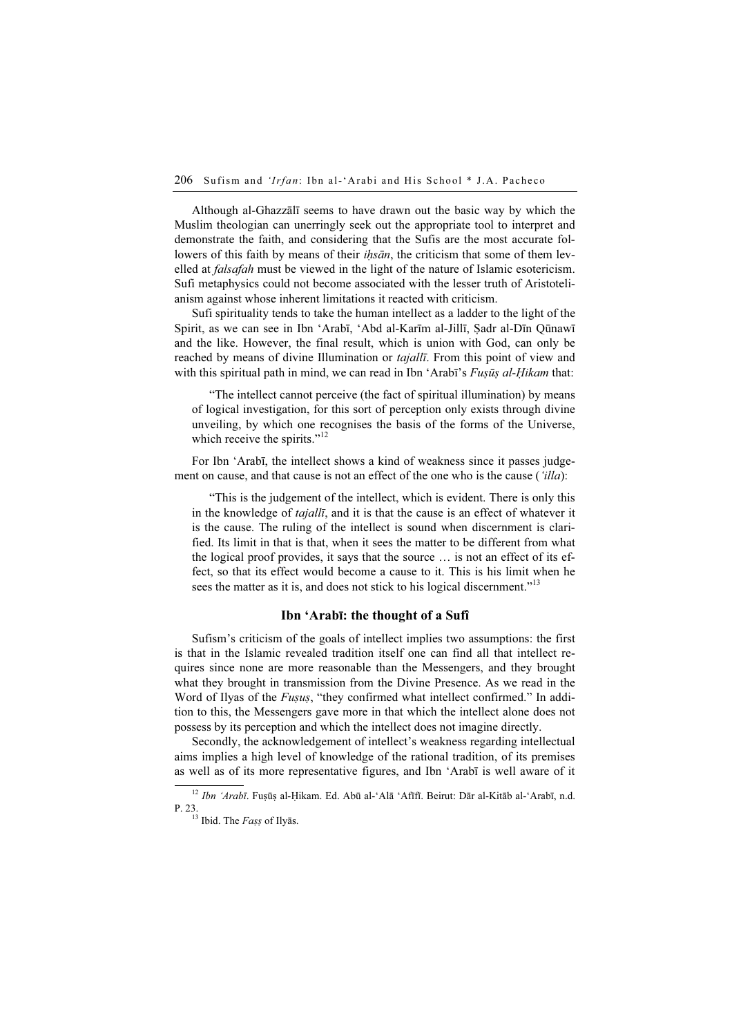Although al-Ghazzālī seems to have drawn out the basic way by which the Muslim theologian can unerringly seek out the appropriate tool to interpret and demonstrate the faith, and considering that the Sufis are the most accurate followers of this faith by means of their *iḥsān*, the criticism that some of them levelled at *falsafah* must be viewed in the light of the nature of Islamic esotericism. Sufi metaphysics could not become associated with the lesser truth of Aristotelianism against whose inherent limitations it reacted with criticism.

Sufi spirituality tends to take the human intellect as a ladder to the light of the Spirit, as we can see in Ibn 'Arabī, 'Abd al-Karīm al-Jillī, Ṣadr al-Dīn Qūnawī and the like. However, the final result, which is union with God, can only be reached by means of divine Illumination or *tajallī*. From this point of view and with this spiritual path in mind, we can read in Ibn 'Arabī's *Fuṣūṣ al-Ḥikam* that:

> "The intellect cannot perceive (the fact of spiritual illumination) by means of logical investigation, for this sort of perception only exists through divine unveiling, by which one recognises the basis of the forms of the Universe, which receive the spirits."[12]

For Ibn 'Arabī, the intellect shows a kind of weakness since it passes judgement on cause, and that cause is not an effect of the one who is the cause (*'illa*):

> "This is the judgement of the intellect, which is evident. There is only this in the knowledge of *tajallī*, and it is that the cause is an effect of whatever it is the cause. The ruling of the intellect is sound when discernment is clarified. Its limit in that is that, when it sees the matter to be different from what the logical proof provides, it says that the source … is not an effect of its effect, so that its effect would become a cause to it. This is his limit when he sees the matter as it is, and does not stick to his logical discernment."[13]

### Ibn 'Arabī: the thought of a Sufi

Sufism's criticism of the goals of intellect implies two assumptions: the first is that in the Islamic revealed tradition itself one can find all that intellect requires since none are more reasonable than the Messengers, and they brought what they brought in transmission from the Divine Presence. As we read in the Word of Ilyas of the *Fuṣuṣ*, "they confirmed what intellect confirmed." In addition to this, the Messengers gave more in that which the intellect alone does not possess by its perception and which the intellect does not imagine directly.

Secondly, the acknowledgement of intellect's weakness regarding intellectual aims implies a high level of knowledge of the rational tradition, of its premises as well as of its more representative figures, and Ibn 'Arabī is well aware of it

[12] *Ibn 'Arabī*. Fuṣūṣ al-Ḥikam. Ed. Abū al-'Alā 'Afīfī. Beirut: Dār al-Kitāb al-'Arabī, n.d. P. 23.

[13] Ibid. The *Faṣṣ* of Ilyās.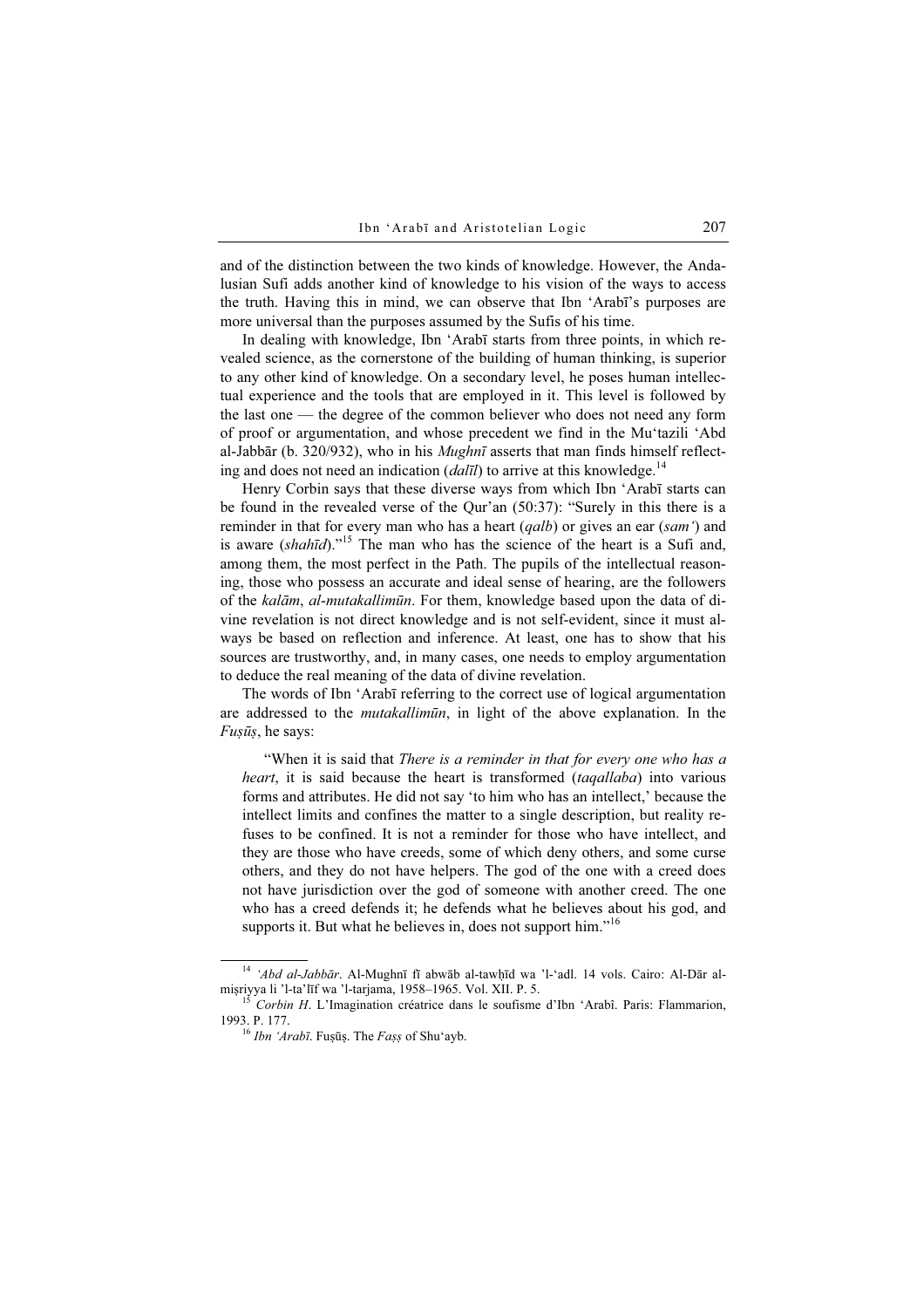and of the distinction between the two kinds of knowledge. However, the Andalusian Sufi adds another kind of knowledge to his vision of the ways to access the truth. Having this in mind, we can observe that Ibn ʻArabī's purposes are more universal than the purposes assumed by the Sufis of his time.

In dealing with knowledge, Ibn ʻArabī starts from three points, in which revealed science, as the cornerstone of the building of human thinking, is superior to any other kind of knowledge. On a secondary level, he poses human intellectual experience and the tools that are employed in it. This level is followed by the last one — the degree of the common believer who does not need any form of proof or argumentation, and whose precedent we find in the Muʻtazili ʻAbd al-Jabbār (b. 320/932), who in his *Mughnī* asserts that man finds himself reflecting and does not need an indication (*dalīl*) to arrive at this knowledge.[14]

Henry Corbin says that these diverse ways from which Ibn ʻArabī starts can be found in the revealed verse of the Qur'an (50:37): "Surely in this there is a reminder in that for every man who has a heart (*qalb*) or gives an ear (*samʻ*) and is aware (*shahīd*)."[15] The man who has the science of the heart is a Sufi and, among them, the most perfect in the Path. The pupils of the intellectual reasoning, those who possess an accurate and ideal sense of hearing, are the followers of the *kalām*, *al-mutakallimūn*. For them, knowledge based upon the data of divine revelation is not direct knowledge and is not self-evident, since it must always be based on reflection and inference. At least, one has to show that his sources are trustworthy, and, in many cases, one needs to employ argumentation to deduce the real meaning of the data of divine revelation.

The words of Ibn ʻArabī referring to the correct use of logical argumentation are addressed to the *mutakallimūn*, in light of the above explanation. In the *Fuṣūṣ*, he says:

> "When it is said that *There is a reminder in that for every one who has a heart*, it is said because the heart is transformed (*taqallaba*) into various forms and attributes. He did not say 'to him who has an intellect,' because the intellect limits and confines the matter to a single description, but reality refuses to be confined. It is not a reminder for those who have intellect, and they are those who have creeds, some of which deny others, and some curse others, and they do not have helpers. The god of the one with a creed does not have jurisdiction over the god of someone with another creed. The one who has a creed defends it; he defends what he believes about his god, and supports it. But what he believes in, does not support him."[16]

---

[14] *ʻAbd al-Jabbār*. Al-Mughnī fī abwāb al-tawḥīd wa 'l-ʻadl. 14 vols. Cairo: Al-Dār al-miṣriyya li 'l-ta'līf wa 'l-tarjama, 1958–1965. Vol. XII. P. 5.

[15] *Corbin H*. L'Imagination créatrice dans le soufisme d'Ibn ʻArabî. Paris: Flammarion, 1993. P. 177.

[16] *Ibn ʻArabī*. Fuṣūṣ. The *Faṣṣ* of Shuʻayb.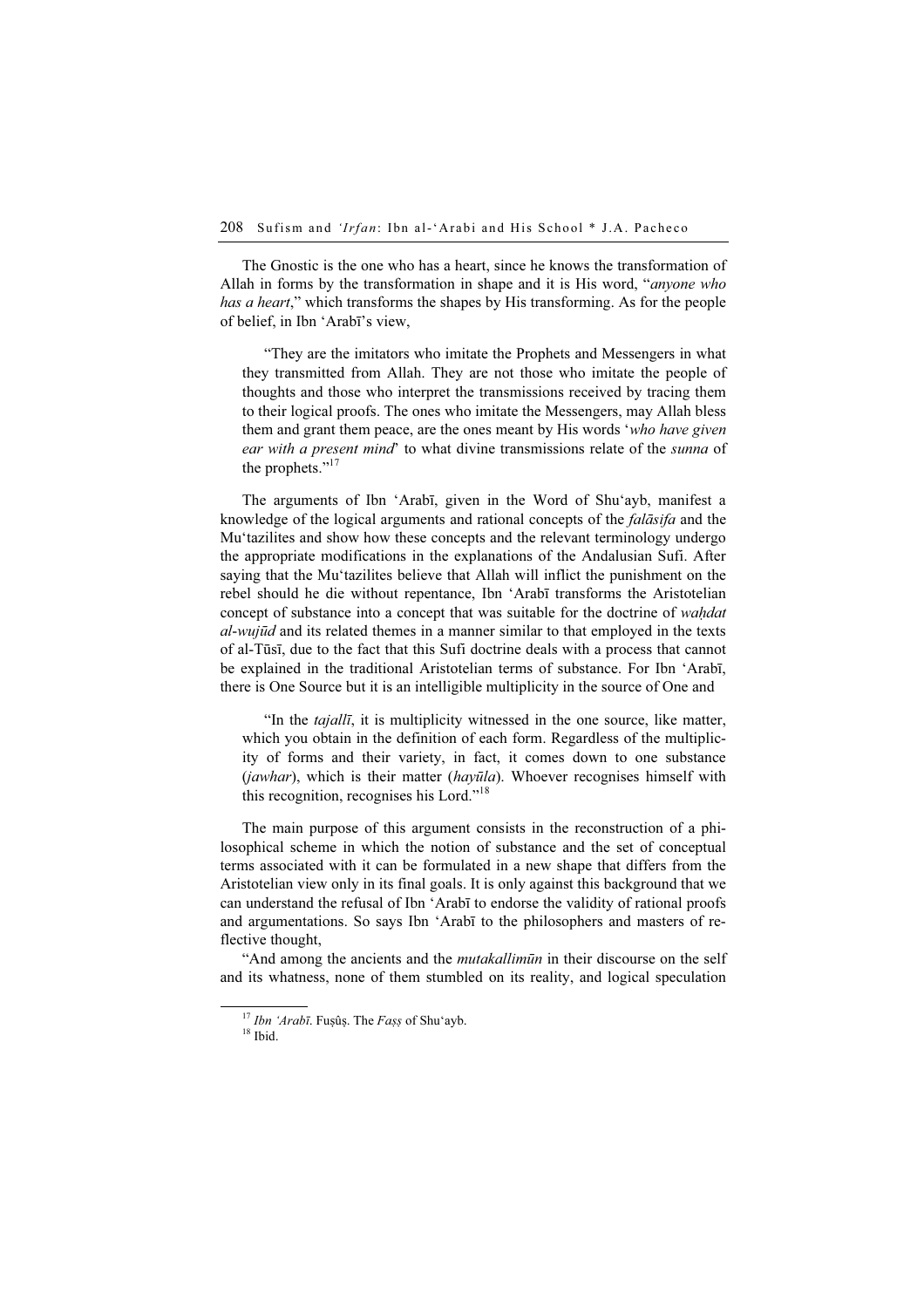The Gnostic is the one who has a heart, since he knows the transformation of Allah in forms by the transformation in shape and it is His word, "*anyone who has a heart*," which transforms the shapes by His transforming. As for the people of belief, in Ibn 'Arabī's view,

> "They are the imitators who imitate the Prophets and Messengers in what they transmitted from Allah. They are not those who imitate the people of thoughts and those who interpret the transmissions received by tracing them to their logical proofs. The ones who imitate the Messengers, may Allah bless them and grant them peace, are the ones meant by His words '*who have given ear with a present mind*' to what divine transmissions relate of the *sunna* of the prophets."[17]

The arguments of Ibn 'Arabī, given in the Word of Shu'ayb, manifest a knowledge of the logical arguments and rational concepts of the *falāsifa* and the Mu'tazilites and show how these concepts and the relevant terminology undergo the appropriate modifications in the explanations of the Andalusian Sufi. After saying that the Mu'tazilites believe that Allah will inflict the punishment on the rebel should he die without repentance, Ibn 'Arabī transforms the Aristotelian concept of substance into a concept that was suitable for the doctrine of *waḥdat al-wujūd* and its related themes in a manner similar to that employed in the texts of al-Tūsī, due to the fact that this Sufi doctrine deals with a process that cannot be explained in the traditional Aristotelian terms of substance. For Ibn 'Arabī, there is One Source but it is an intelligible multiplicity in the source of One and

> "In the *tajallī*, it is multiplicity witnessed in the one source, like matter, which you obtain in the definition of each form. Regardless of the multiplicity of forms and their variety, in fact, it comes down to one substance (*jawhar*), which is their matter (*hayūla*). Whoever recognises himself with this recognition, recognises his Lord."[18]

The main purpose of this argument consists in the reconstruction of a philosophical scheme in which the notion of substance and the set of conceptual terms associated with it can be formulated in a new shape that differs from the Aristotelian view only in its final goals. It is only against this background that we can understand the refusal of Ibn 'Arabī to endorse the validity of rational proofs and argumentations. So says Ibn 'Arabī to the philosophers and masters of reflective thought,

"And among the ancients and the *mutakallimūn* in their discourse on the self and its whatness, none of them stumbled on its reality, and logical speculation

---

[17] *Ibn 'Arabī*. Fuṣûṣ. The *Faṣṣ* of Shu'ayb.

[18] Ibid.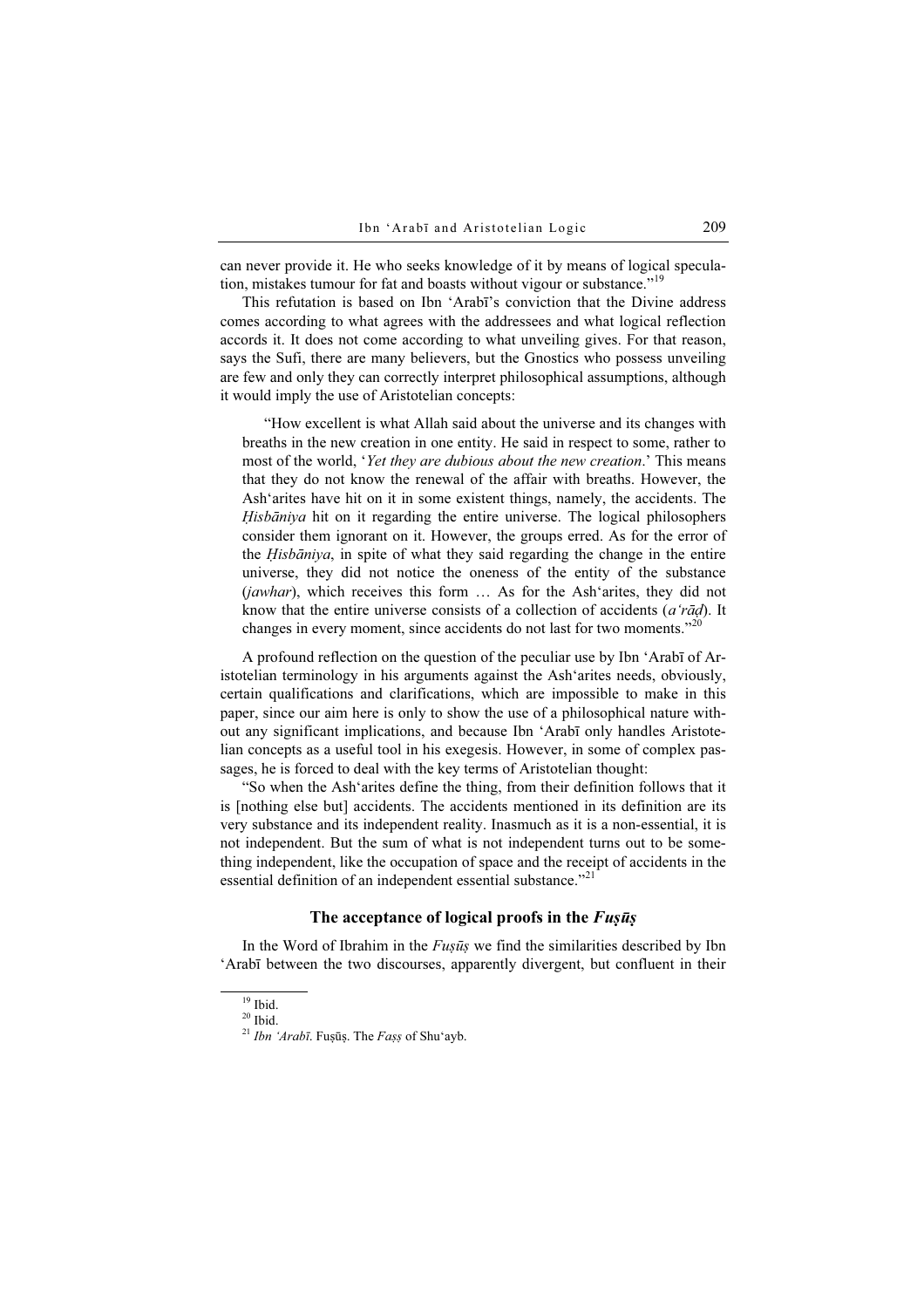can never provide it. He who seeks knowledge of it by means of logical speculation, mistakes tumour for fat and boasts without vigour or substance."[19]

This refutation is based on Ibn 'Arabī's conviction that the Divine address comes according to what agrees with the addressees and what logical reflection accords it. It does not come according to what unveiling gives. For that reason, says the Sufi, there are many believers, but the Gnostics who possess unveiling are few and only they can correctly interpret philosophical assumptions, although it would imply the use of Aristotelian concepts:

> "How excellent is what Allah said about the universe and its changes with breaths in the new creation in one entity. He said in respect to some, rather to most of the world, '*Yet they are dubious about the new creation*.' This means that they do not know the renewal of the affair with breaths. However, the Ash'arites have hit on it in some existent things, namely, the accidents. The *Ḥisbāniya* hit on it regarding the entire universe. The logical philosophers consider them ignorant on it. However, the groups erred. As for the error of the *Ḥisbāniya*, in spite of what they said regarding the change in the entire universe, they did not notice the oneness of the entity of the substance (*jawhar*), which receives this form … As for the Ash'arites, they did not know that the entire universe consists of a collection of accidents (*a'rāḍ*). It changes in every moment, since accidents do not last for two moments."[20]

A profound reflection on the question of the peculiar use by Ibn 'Arabī of Aristotelian terminology in his arguments against the Ash'arites needs, obviously, certain qualifications and clarifications, which are impossible to make in this paper, since our aim here is only to show the use of a philosophical nature without any significant implications, and because Ibn 'Arabī only handles Aristotelian concepts as a useful tool in his exegesis. However, in some of complex passages, he is forced to deal with the key terms of Aristotelian thought:

"So when the Ash'arites define the thing, from their definition follows that it is [nothing else but] accidents. The accidents mentioned in its definition are its very substance and its independent reality. Inasmuch as it is a non-essential, it is not independent. But the sum of what is not independent turns out to be something independent, like the occupation of space and the receipt of accidents in the essential definition of an independent essential substance."[21]

### The acceptance of logical proofs in the *Fuṣūṣ*

In the Word of Ibrahim in the *Fuṣūṣ* we find the similarities described by Ibn 'Arabī between the two discourses, apparently divergent, but confluent in their

---

[19] Ibid.

[20] Ibid.

[21] *Ibn 'Arabī*. Fuṣūṣ. The *Faṣṣ* of Shu'ayb.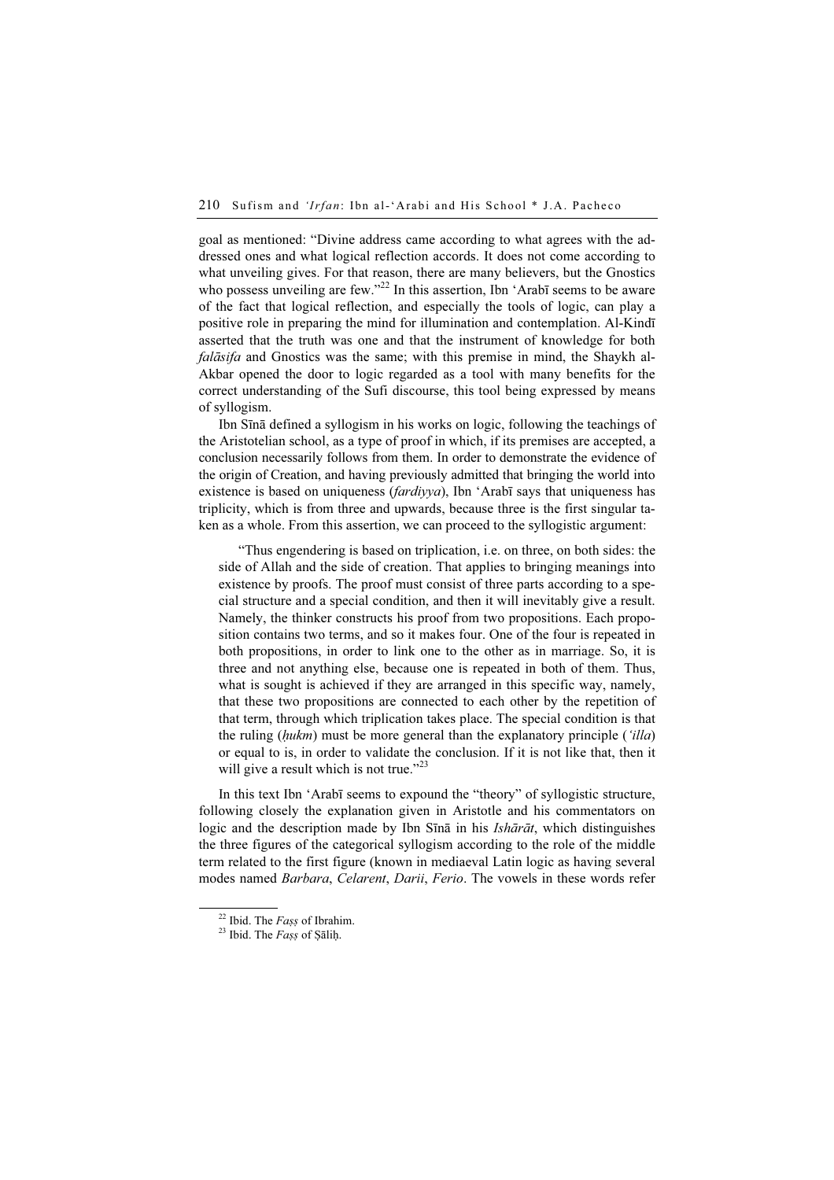goal as mentioned: "Divine address came according to what agrees with the addressed ones and what logical reflection accords. It does not come according to what unveiling gives. For that reason, there are many believers, but the Gnostics who possess unveiling are few."[22] In this assertion, Ibn ʿArabī seems to be aware of the fact that logical reflection, and especially the tools of logic, can play a positive role in preparing the mind for illumination and contemplation. Al-Kindī asserted that the truth was one and that the instrument of knowledge for both *falāsifa* and Gnostics was the same; with this premise in mind, the Shaykh al-Akbar opened the door to logic regarded as a tool with many benefits for the correct understanding of the Sufi discourse, this tool being expressed by means of syllogism.

Ibn Sīnā defined a syllogism in his works on logic, following the teachings of the Aristotelian school, as a type of proof in which, if its premises are accepted, a conclusion necessarily follows from them. In order to demonstrate the evidence of the origin of Creation, and having previously admitted that bringing the world into existence is based on uniqueness (*fardiyya*), Ibn ʿArabī says that uniqueness has triplicity, which is from three and upwards, because three is the first singular taken as a whole. From this assertion, we can proceed to the syllogistic argument:

> "Thus engendering is based on triplication, i.e. on three, on both sides: the side of Allah and the side of creation. That applies to bringing meanings into existence by proofs. The proof must consist of three parts according to a special structure and a special condition, and then it will inevitably give a result. Namely, the thinker constructs his proof from two propositions. Each proposition contains two terms, and so it makes four. One of the four is repeated in both propositions, in order to link one to the other as in marriage. So, it is three and not anything else, because one is repeated in both of them. Thus, what is sought is achieved if they are arranged in this specific way, namely, that these two propositions are connected to each other by the repetition of that term, through which triplication takes place. The special condition is that the ruling (*ḥukm*) must be more general than the explanatory principle (*ʿilla*) or equal to is, in order to validate the conclusion. If it is not like that, then it will give a result which is not true."[23]

In this text Ibn ʿArabī seems to expound the "theory" of syllogistic structure, following closely the explanation given in Aristotle and his commentators on logic and the description made by Ibn Sīnā in his *Ishārāt*, which distinguishes the three figures of the categorical syllogism according to the role of the middle term related to the first figure (known in mediaeval Latin logic as having several modes named *Barbara*, *Celarent*, *Darii*, *Ferio*. The vowels in these words refer

[22] Ibid. The *Faṣṣ* of Ibrahim.

[23] Ibid. The *Faṣṣ* of Ṣāliḥ.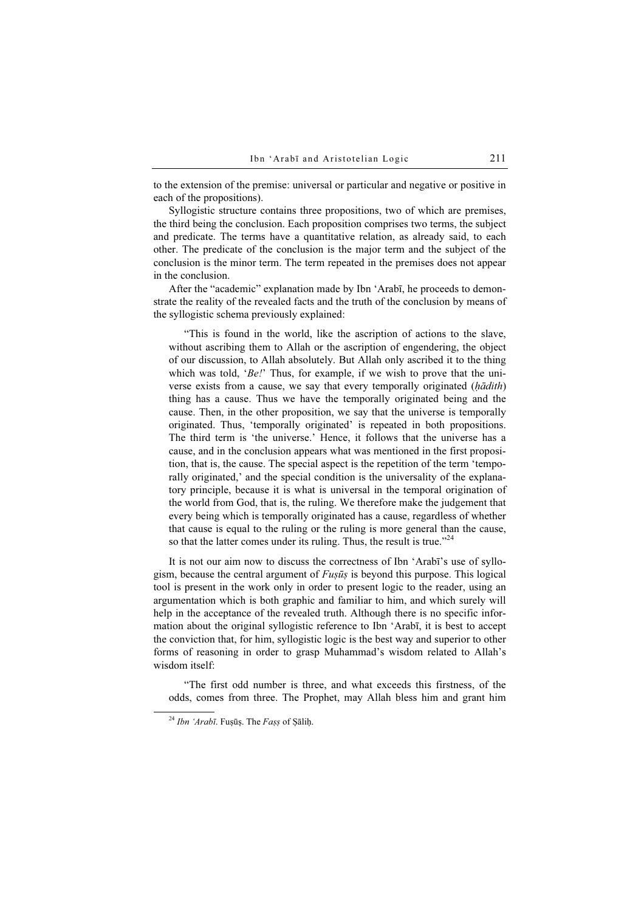to the extension of the premise: universal or particular and negative or positive in each of the propositions).

Syllogistic structure contains three propositions, two of which are premises, the third being the conclusion. Each proposition comprises two terms, the subject and predicate. The terms have a quantitative relation, as already said, to each other. The predicate of the conclusion is the major term and the subject of the conclusion is the minor term. The term repeated in the premises does not appear in the conclusion.

After the "academic" explanation made by Ibn 'Arabī, he proceeds to demonstrate the reality of the revealed facts and the truth of the conclusion by means of the syllogistic schema previously explained:

> "This is found in the world, like the ascription of actions to the slave, without ascribing them to Allah or the ascription of engendering, the object of our discussion, to Allah absolutely. But Allah only ascribed it to the thing which was told, '*Be!*' Thus, for example, if we wish to prove that the universe exists from a cause, we say that every temporally originated (*ḥādith*) thing has a cause. Thus we have the temporally originated being and the cause. Then, in the other proposition, we say that the universe is temporally originated. Thus, 'temporally originated' is repeated in both propositions. The third term is 'the universe.' Hence, it follows that the universe has a cause, and in the conclusion appears what was mentioned in the first proposition, that is, the cause. The special aspect is the repetition of the term 'temporally originated,' and the special condition is the universality of the explanatory principle, because it is what is universal in the temporal origination of the world from God, that is, the ruling. We therefore make the judgement that every being which is temporally originated has a cause, regardless of whether that cause is equal to the ruling or the ruling is more general than the cause, so that the latter comes under its ruling. Thus, the result is true."[24]

It is not our aim now to discuss the correctness of Ibn 'Arabī's use of syllogism, because the central argument of *Fuṣūṣ* is beyond this purpose. This logical tool is present in the work only in order to present logic to the reader, using an argumentation which is both graphic and familiar to him, and which surely will help in the acceptance of the revealed truth. Although there is no specific information about the original syllogistic reference to Ibn 'Arabī, it is best to accept the conviction that, for him, syllogistic logic is the best way and superior to other forms of reasoning in order to grasp Muhammad's wisdom related to Allah's wisdom itself:

> "The first odd number is three, and what exceeds this firstness, of the odds, comes from three. The Prophet, may Allah bless him and grant him

---

[24] *Ibn 'Arabī*. Fuṣūṣ. The *Faṣṣ* of Ṣāliḥ.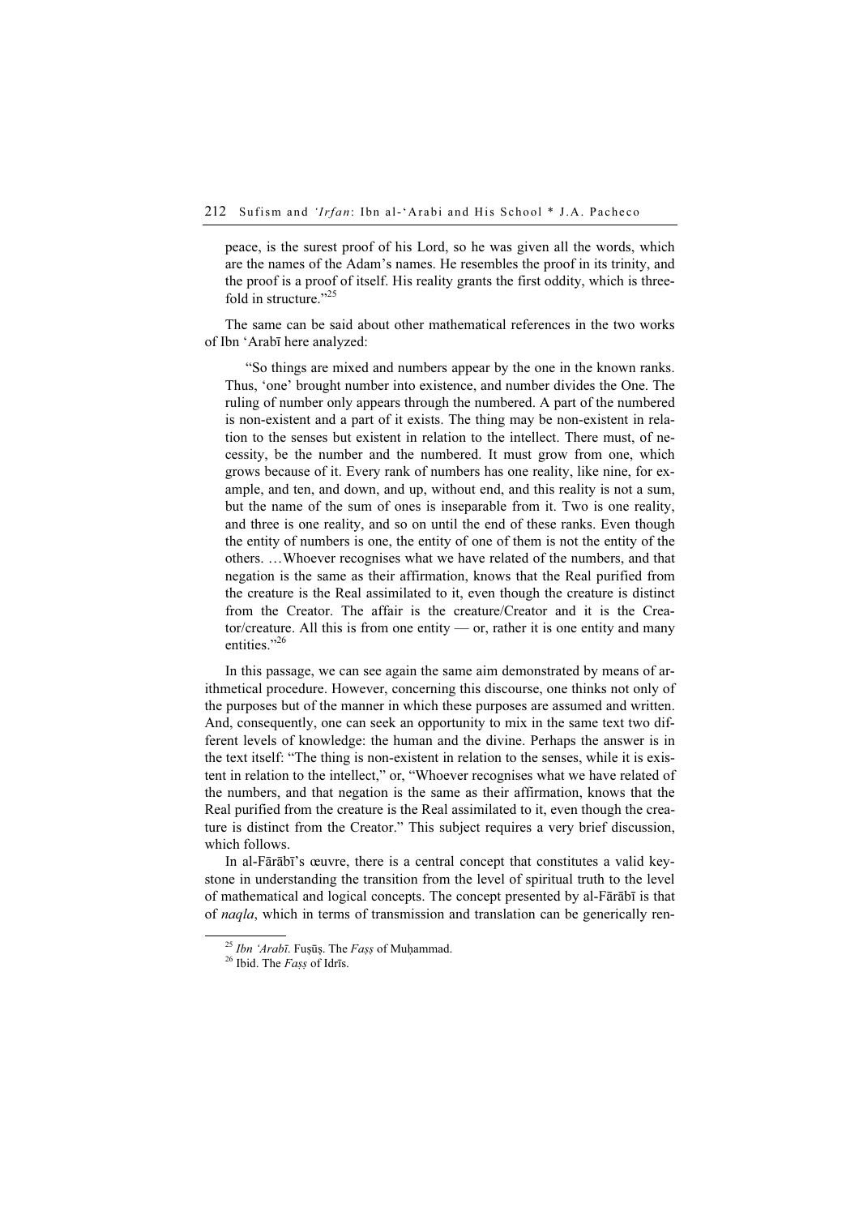peace, is the surest proof of his Lord, so he was given all the words, which are the names of the Adam's names. He resembles the proof in its trinity, and the proof is a proof of itself. His reality grants the first oddity, which is three-fold in structure."[25]

The same can be said about other mathematical references in the two works of Ibn 'Arabī here analyzed:

> "So things are mixed and numbers appear by the one in the known ranks. Thus, 'one' brought number into existence, and number divides the One. The ruling of number only appears through the numbered. A part of the numbered is non-existent and a part of it exists. The thing may be non-existent in relation to the senses but existent in relation to the intellect. There must, of necessity, be the number and the numbered. It must grow from one, which grows because of it. Every rank of numbers has one reality, like nine, for example, and ten, and down, and up, without end, and this reality is not a sum, but the name of the sum of ones is inseparable from it. Two is one reality, and three is one reality, and so on until the end of these ranks. Even though the entity of numbers is one, the entity of one of them is not the entity of the others. …Whoever recognises what we have related of the numbers, and that negation is the same as their affirmation, knows that the Real purified from the creature is the Real assimilated to it, even though the creature is distinct from the Creator. The affair is the creature/Creator and it is the Creator/creature. All this is from one entity — or, rather it is one entity and many entities."[26]

In this passage, we can see again the same aim demonstrated by means of arithmetical procedure. However, concerning this discourse, one thinks not only of the purposes but of the manner in which these purposes are assumed and written. And, consequently, one can seek an opportunity to mix in the same text two different levels of knowledge: the human and the divine. Perhaps the answer is in the text itself: "The thing is non-existent in relation to the senses, while it is existent in relation to the intellect," or, "Whoever recognises what we have related of the numbers, and that negation is the same as their affirmation, knows that the Real purified from the creature is the Real assimilated to it, even though the creature is distinct from the Creator." This subject requires a very brief discussion, which follows.

In al-Fārābī's œuvre, there is a central concept that constitutes a valid keystone in understanding the transition from the level of spiritual truth to the level of mathematical and logical concepts. The concept presented by al-Fārābī is that of *naqla*, which in terms of transmission and translation can be generically ren-

---

[25] *Ibn 'Arabī*. Fuṣūṣ. The *Faṣṣ* of Muḥammad.

[26] Ibid. The *Faṣṣ* of Idrīs.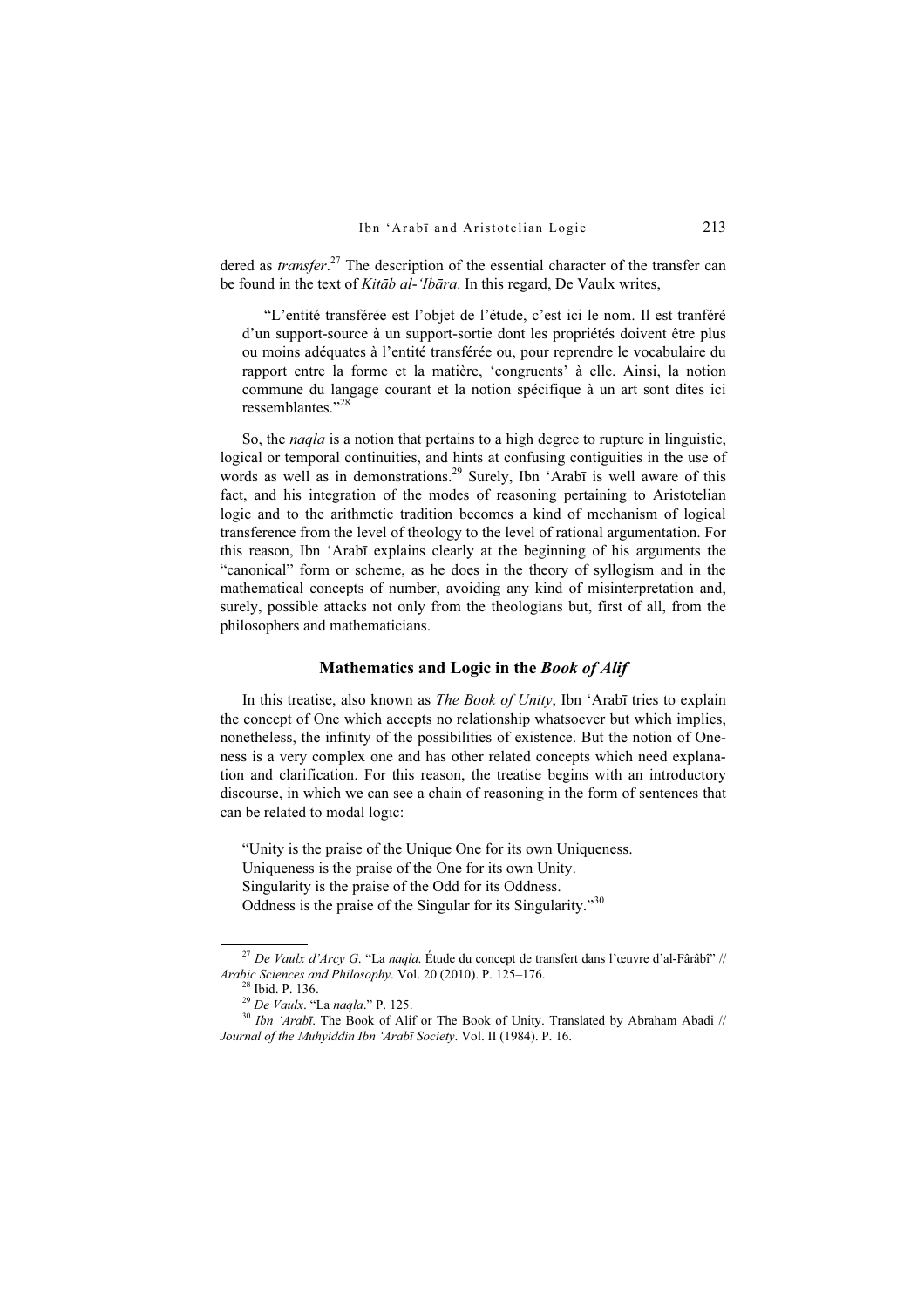dered as *transfer*.[27] The description of the essential character of the transfer can be found in the text of *Kitāb al-'Ibāra*. In this regard, De Vaulx writes,

> "L'entité transférée est l'objet de l'étude, c'est ici le nom. Il est tranféré d'un support-source à un support-sortie dont les propriétés doivent être plus ou moins adéquates à l'entité transférée ou, pour reprendre le vocabulaire du rapport entre la forme et la matière, 'congruents' à elle. Ainsi, la notion commune du langage courant et la notion spécifique à un art sont dites ici ressemblantes."[28]

So, the *naqla* is a notion that pertains to a high degree to rupture in linguistic, logical or temporal continuities, and hints at confusing contiguities in the use of words as well as in demonstrations.[29] Surely, Ibn 'Arabī is well aware of this fact, and his integration of the modes of reasoning pertaining to Aristotelian logic and to the arithmetic tradition becomes a kind of mechanism of logical transference from the level of theology to the level of rational argumentation. For this reason, Ibn 'Arabī explains clearly at the beginning of his arguments the "canonical" form or scheme, as he does in the theory of syllogism and in the mathematical concepts of number, avoiding any kind of misinterpretation and, surely, possible attacks not only from the theologians but, first of all, from the philosophers and mathematicians.

## Mathematics and Logic in the *Book of Alif*

In this treatise, also known as *The Book of Unity*, Ibn 'Arabī tries to explain the concept of One which accepts no relationship whatsoever but which implies, nonetheless, the infinity of the possibilities of existence. But the notion of Oneness is a very complex one and has other related concepts which need explanation and clarification. For this reason, the treatise begins with an introductory discourse, in which we can see a chain of reasoning in the form of sentences that can be related to modal logic:

> "Unity is the praise of the Unique One for its own Uniqueness.
> Uniqueness is the praise of the One for its own Unity.
> Singularity is the praise of the Odd for its Oddness.
> Oddness is the praise of the Singular for its Singularity."[30]

---

[27] *De Vaulx d'Arcy G*. "La *naqla*. Étude du concept de transfert dans l'œuvre d'al-Fârâbî" // *Arabic Sciences and Philosophy*. Vol. 20 (2010). P. 125–176.

[28] Ibid. P. 136.

[29] *De Vaulx*. "La *naqla*." P. 125.

[30] *Ibn 'Arabī*. The Book of Alif or The Book of Unity. Translated by Abraham Abadi // *Journal of the Muhyiddin Ibn 'Arabī Society*. Vol. II (1984). P. 16.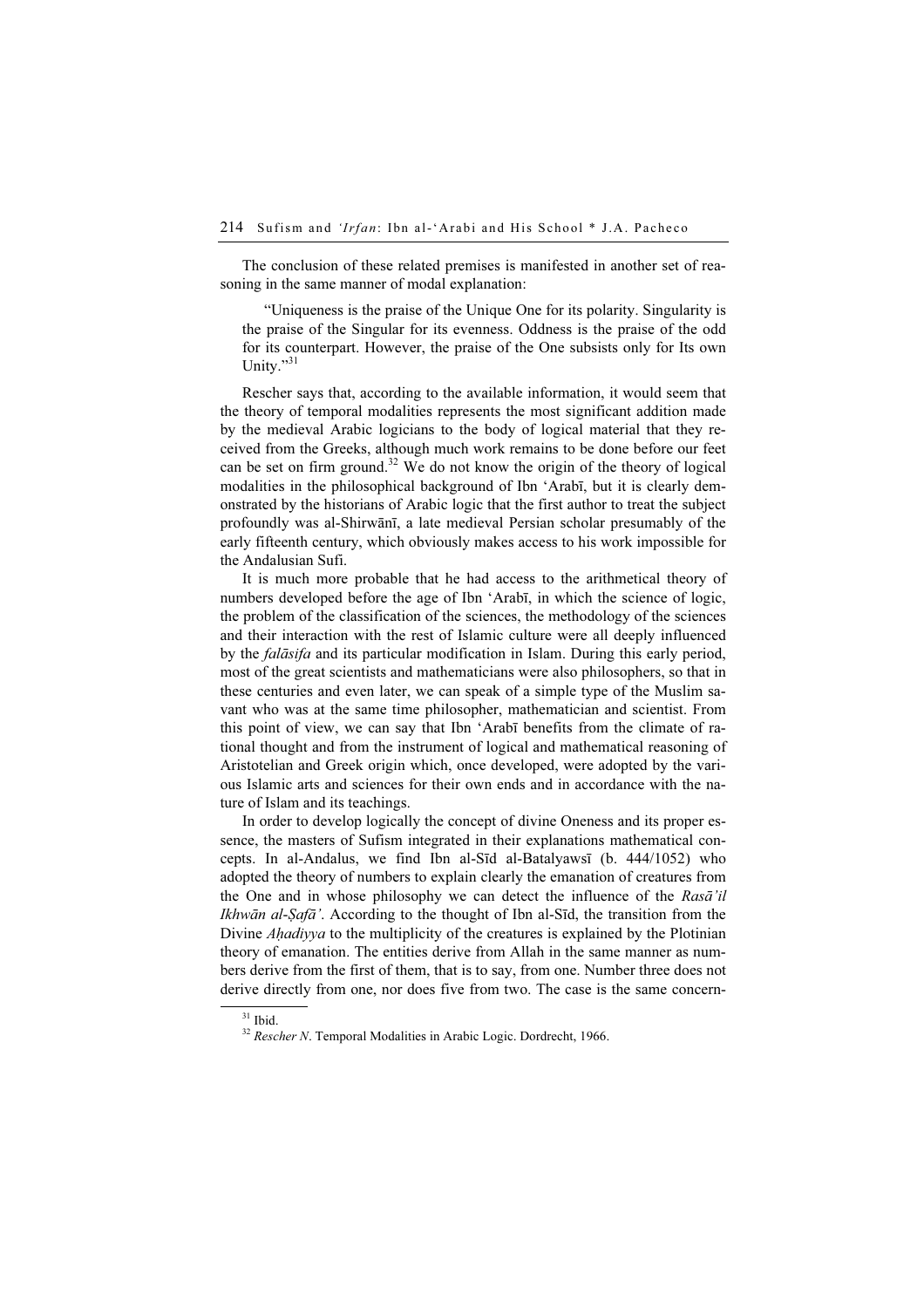The conclusion of these related premises is manifested in another set of reasoning in the same manner of modal explanation:

> "Uniqueness is the praise of the Unique One for its polarity. Singularity is the praise of the Singular for its evenness. Oddness is the praise of the odd for its counterpart. However, the praise of the One subsists only for Its own Unity."[31]

Rescher says that, according to the available information, it would seem that the theory of temporal modalities represents the most significant addition made by the medieval Arabic logicians to the body of logical material that they received from the Greeks, although much work remains to be done before our feet can be set on firm ground.[32] We do not know the origin of the theory of logical modalities in the philosophical background of Ibn 'Arabī, but it is clearly demonstrated by the historians of Arabic logic that the first author to treat the subject profoundly was al-Shirwānī, a late medieval Persian scholar presumably of the early fifteenth century, which obviously makes access to his work impossible for the Andalusian Sufi.

It is much more probable that he had access to the arithmetical theory of numbers developed before the age of Ibn 'Arabī, in which the science of logic, the problem of the classification of the sciences, the methodology of the sciences and their interaction with the rest of Islamic culture were all deeply influenced by the *falāsifa* and its particular modification in Islam. During this early period, most of the great scientists and mathematicians were also philosophers, so that in these centuries and even later, we can speak of a simple type of the Muslim savant who was at the same time philosopher, mathematician and scientist. From this point of view, we can say that Ibn 'Arabī benefits from the climate of rational thought and from the instrument of logical and mathematical reasoning of Aristotelian and Greek origin which, once developed, were adopted by the various Islamic arts and sciences for their own ends and in accordance with the nature of Islam and its teachings.

In order to develop logically the concept of divine Oneness and its proper essence, the masters of Sufism integrated in their explanations mathematical concepts. In al-Andalus, we find Ibn al-Sīd al-Batalyawsī (b. 444/1052) who adopted the theory of numbers to explain clearly the emanation of creatures from the One and in whose philosophy we can detect the influence of the *Rasā'il Ikhwān al-Ṣafā'*. According to the thought of Ibn al-Sīd, the transition from the Divine *Aḥadiyya* to the multiplicity of the creatures is explained by the Plotinian theory of emanation. The entities derive from Allah in the same manner as numbers derive from the first of them, that is to say, from one. Number three does not derive directly from one, nor does five from two. The case is the same concern-

---

[31] Ibid.

[32] *Rescher N*. Temporal Modalities in Arabic Logic. Dordrecht, 1966.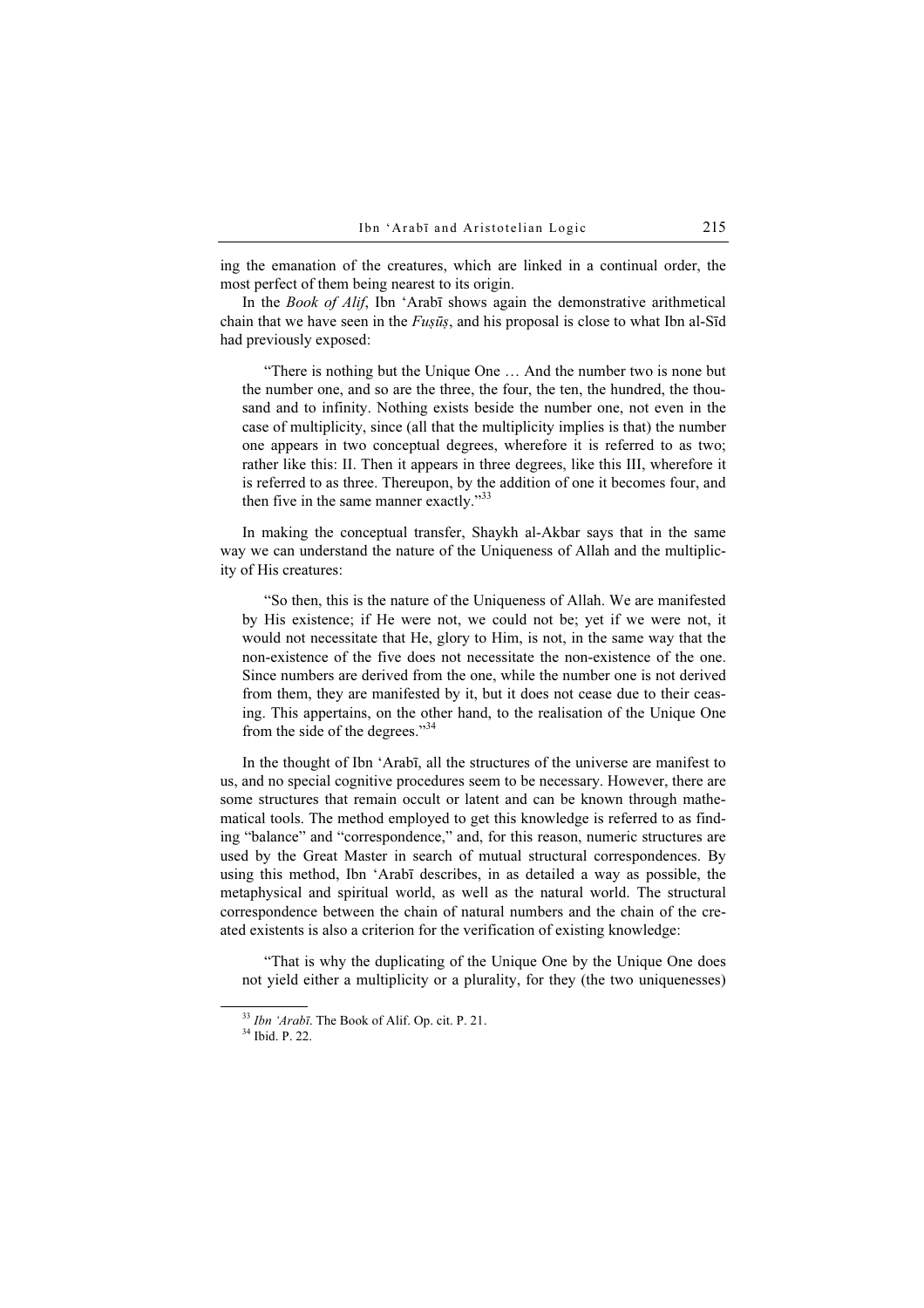ing the emanation of the creatures, which are linked in a continual order, the most perfect of them being nearest to its origin.

In the *Book of Alif*, Ibn 'Arabī shows again the demonstrative arithmetical chain that we have seen in the *Fuṣūṣ*, and his proposal is close to what Ibn al-Sīd had previously exposed:

> "There is nothing but the Unique One … And the number two is none but the number one, and so are the three, the four, the ten, the hundred, the thousand and to infinity. Nothing exists beside the number one, not even in the case of multiplicity, since (all that the multiplicity implies is that) the number one appears in two conceptual degrees, wherefore it is referred to as two; rather like this: II. Then it appears in three degrees, like this III, wherefore it is referred to as three. Thereupon, by the addition of one it becomes four, and then five in the same manner exactly."[33]

In making the conceptual transfer, Shaykh al-Akbar says that in the same way we can understand the nature of the Uniqueness of Allah and the multiplicity of His creatures:

> "So then, this is the nature of the Uniqueness of Allah. We are manifested by His existence; if He were not, we could not be; yet if we were not, it would not necessitate that He, glory to Him, is not, in the same way that the non-existence of the five does not necessitate the non-existence of the one. Since numbers are derived from the one, while the number one is not derived from them, they are manifested by it, but it does not cease due to their ceasing. This appertains, on the other hand, to the realisation of the Unique One from the side of the degrees."[34]

In the thought of Ibn 'Arabī, all the structures of the universe are manifest to us, and no special cognitive procedures seem to be necessary. However, there are some structures that remain occult or latent and can be known through mathematical tools. The method employed to get this knowledge is referred to as finding "balance" and "correspondence," and, for this reason, numeric structures are used by the Great Master in search of mutual structural correspondences. By using this method, Ibn 'Arabī describes, in as detailed a way as possible, the metaphysical and spiritual world, as well as the natural world. The structural correspondence between the chain of natural numbers and the chain of the created existents is also a criterion for the verification of existing knowledge:

> "That is why the duplicating of the Unique One by the Unique One does not yield either a multiplicity or a plurality, for they (the two uniquenesses)

---

[33] *Ibn 'Arabī*. The Book of Alif. Op. cit. P. 21.

[34] Ibid. P. 22.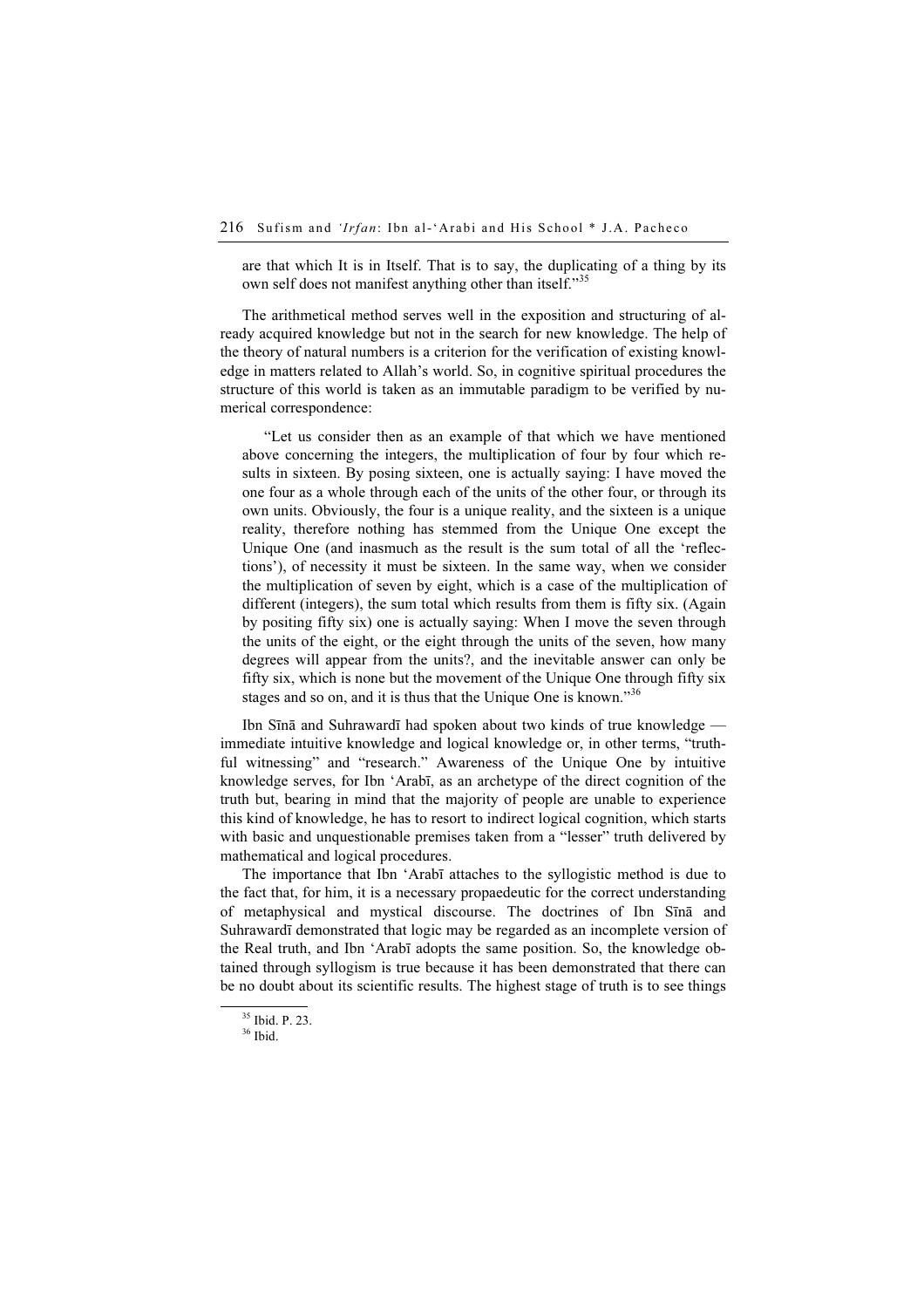are that which It is in Itself. That is to say, the duplicating of a thing by its own self does not manifest anything other than itself."[35]

The arithmetical method serves well in the exposition and structuring of already acquired knowledge but not in the search for new knowledge. The help of the theory of natural numbers is a criterion for the verification of existing knowledge in matters related to Allah's world. So, in cognitive spiritual procedures the structure of this world is taken as an immutable paradigm to be verified by numerical correspondence:

> "Let us consider then as an example of that which we have mentioned above concerning the integers, the multiplication of four by four which results in sixteen. By posing sixteen, one is actually saying: I have moved the one four as a whole through each of the units of the other four, or through its own units. Obviously, the four is a unique reality, and the sixteen is a unique reality, therefore nothing has stemmed from the Unique One except the Unique One (and inasmuch as the result is the sum total of all the 'reflections'), of necessity it must be sixteen. In the same way, when we consider the multiplication of seven by eight, which is a case of the multiplication of different (integers), the sum total which results from them is fifty six. (Again by positing fifty six) one is actually saying: When I move the seven through the units of the eight, or the eight through the units of the seven, how many degrees will appear from the units?, and the inevitable answer can only be fifty six, which is none but the movement of the Unique One through fifty six stages and so on, and it is thus that the Unique One is known."[36]

Ibn Sīnā and Suhrawardī had spoken about two kinds of true knowledge — immediate intuitive knowledge and logical knowledge or, in other terms, "truthful witnessing" and "research." Awareness of the Unique One by intuitive knowledge serves, for Ibn 'Arabī, as an archetype of the direct cognition of the truth but, bearing in mind that the majority of people are unable to experience this kind of knowledge, he has to resort to indirect logical cognition, which starts with basic and unquestionable premises taken from a "lesser" truth delivered by mathematical and logical procedures.

The importance that Ibn 'Arabī attaches to the syllogistic method is due to the fact that, for him, it is a necessary propaedeutic for the correct understanding of metaphysical and mystical discourse. The doctrines of Ibn Sīnā and Suhrawardī demonstrated that logic may be regarded as an incomplete version of the Real truth, and Ibn 'Arabī adopts the same position. So, the knowledge obtained through syllogism is true because it has been demonstrated that there can be no doubt about its scientific results. The highest stage of truth is to see things

---

[35] Ibid. P. 23.

[36] Ibid.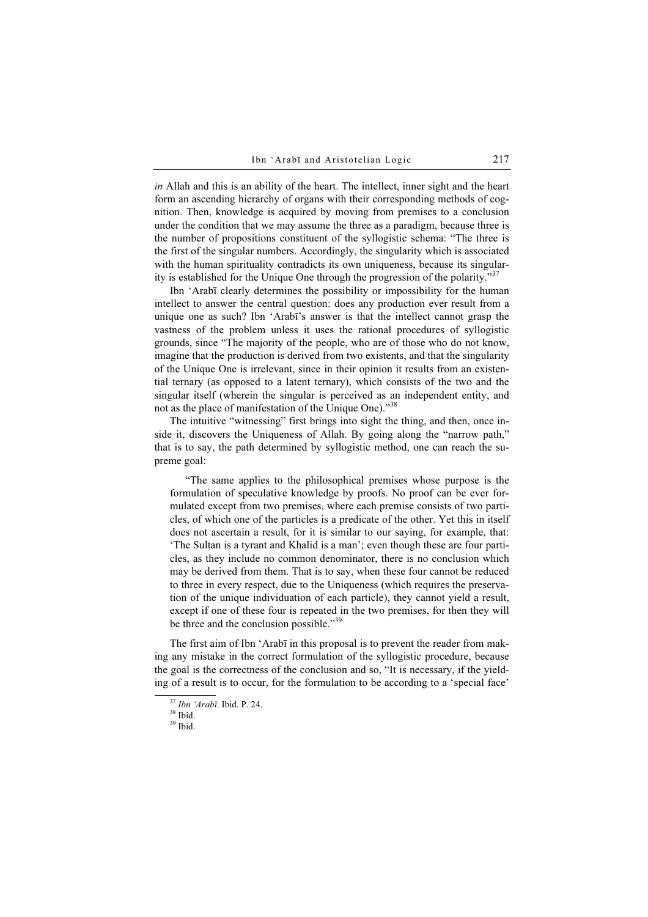*in* Allah and this is an ability of the heart. The intellect, inner sight and the heart form an ascending hierarchy of organs with their corresponding methods of cognition. Then, knowledge is acquired by moving from premises to a conclusion under the condition that we may assume the three as a paradigm, because three is the number of propositions constituent of the syllogistic schema: "The three is the first of the singular numbers. Accordingly, the singularity which is associated with the human spirituality contradicts its own uniqueness, because its singularity is established for the Unique One through the progression of the polarity."[37]

Ibn 'Arabī clearly determines the possibility or impossibility for the human intellect to answer the central question: does any production ever result from a unique one as such? Ibn 'Arabī's answer is that the intellect cannot grasp the vastness of the problem unless it uses the rational procedures of syllogistic grounds, since "The majority of the people, who are of those who do not know, imagine that the production is derived from two existents, and that the singularity of the Unique One is irrelevant, since in their opinion it results from an existential ternary (as opposed to a latent ternary), which consists of the two and the singular itself (wherein the singular is perceived as an independent entity, and not as the place of manifestation of the Unique One)."[38]

The intuitive "witnessing" first brings into sight the thing, and then, once inside it, discovers the Uniqueness of Allah. By going along the "narrow path," that is to say, the path determined by syllogistic method, one can reach the supreme goal:

> "The same applies to the philosophical premises whose purpose is the formulation of speculative knowledge by proofs. No proof can be ever formulated except from two premises, where each premise consists of two particles, of which one of the particles is a predicate of the other. Yet this in itself does not ascertain a result, for it is similar to our saying, for example, that: 'The Sultan is a tyrant and Khalid is a man'; even though these are four particles, as they include no common denominator, there is no conclusion which may be derived from them. That is to say, when these four cannot be reduced to three in every respect, due to the Uniqueness (which requires the preservation of the unique individuation of each particle), they cannot yield a result, except if one of these four is repeated in the two premises, for then they will be three and the conclusion possible."[39]

The first aim of Ibn 'Arabī in this proposal is to prevent the reader from making any mistake in the correct formulation of the syllogistic procedure, because the goal is the correctness of the conclusion and so, "It is necessary, if the yielding of a result is to occur, for the formulation to be according to a 'special face'

[37] *Ibn 'Arabī*. Ibid. P. 24.
[38] Ibid.
[39] Ibid.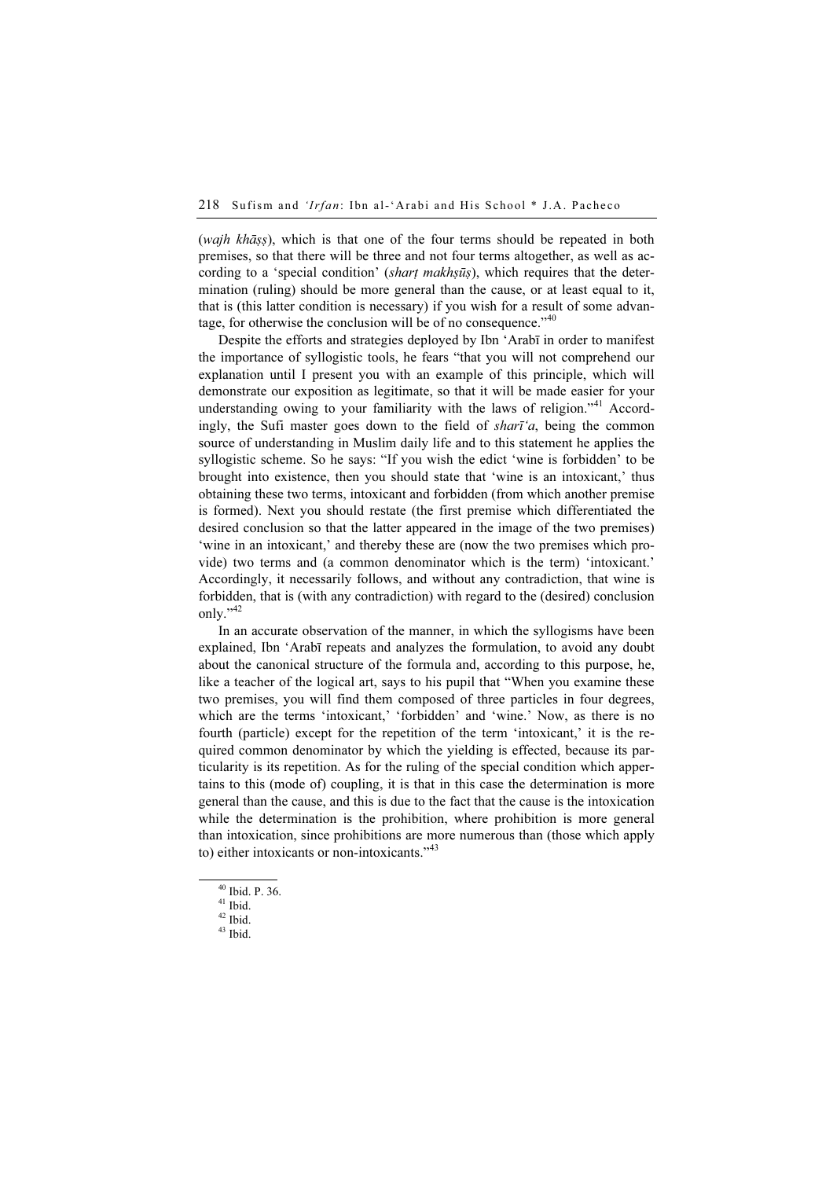(*wajh khāṣṣ*), which is that one of the four terms should be repeated in both premises, so that there will be three and not four terms altogether, as well as according to a 'special condition' (*sharṭ makhṣūṣ*), which requires that the determination (ruling) should be more general than the cause, or at least equal to it, that is (this latter condition is necessary) if you wish for a result of some advantage, for otherwise the conclusion will be of no consequence."[40]

Despite the efforts and strategies deployed by Ibn 'Arabī in order to manifest the importance of syllogistic tools, he fears "that you will not comprehend our explanation until I present you with an example of this principle, which will demonstrate our exposition as legitimate, so that it will be made easier for your understanding owing to your familiarity with the laws of religion."[41] Accordingly, the Sufi master goes down to the field of *sharī'a*, being the common source of understanding in Muslim daily life and to this statement he applies the syllogistic scheme. So he says: "If you wish the edict 'wine is forbidden' to be brought into existence, then you should state that 'wine is an intoxicant,' thus obtaining these two terms, intoxicant and forbidden (from which another premise is formed). Next you should restate (the first premise which differentiated the desired conclusion so that the latter appeared in the image of the two premises) 'wine in an intoxicant,' and thereby these are (now the two premises which provide) two terms and (a common denominator which is the term) 'intoxicant.' Accordingly, it necessarily follows, and without any contradiction, that wine is forbidden, that is (with any contradiction) with regard to the (desired) conclusion only."[42]

In an accurate observation of the manner, in which the syllogisms have been explained, Ibn 'Arabī repeats and analyzes the formulation, to avoid any doubt about the canonical structure of the formula and, according to this purpose, he, like a teacher of the logical art, says to his pupil that "When you examine these two premises, you will find them composed of three particles in four degrees, which are the terms 'intoxicant,' 'forbidden' and 'wine.' Now, as there is no fourth (particle) except for the repetition of the term 'intoxicant,' it is the required common denominator by which the yielding is effected, because its particularity is its repetition. As for the ruling of the special condition which appertains to this (mode of) coupling, it is that in this case the determination is more general than the cause, and this is due to the fact that the cause is the intoxication while the determination is the prohibition, where prohibition is more general than intoxication, since prohibitions are more numerous than (those which apply to) either intoxicants or non-intoxicants."[43]

---

[40] Ibid. P. 36.

[41] Ibid.

[42] Ibid.

[43] Ibid.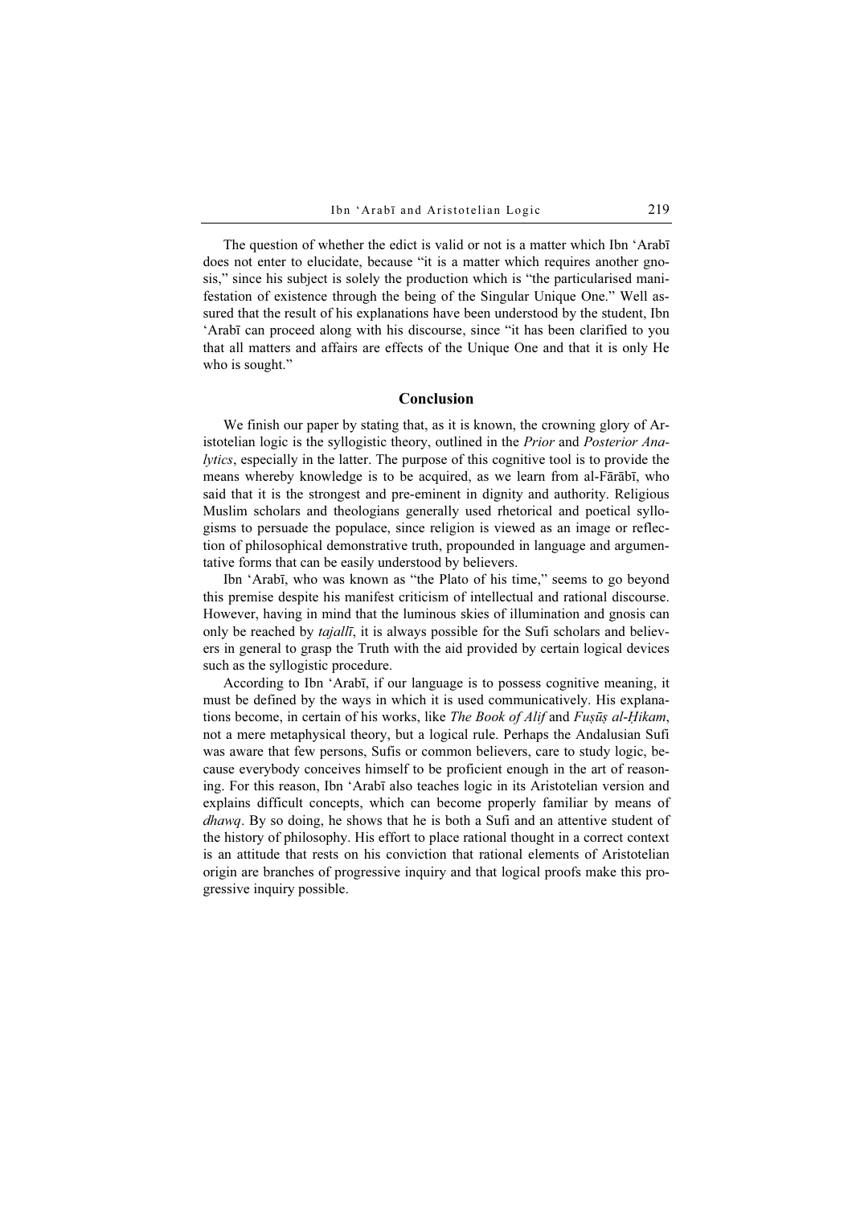The question of whether the edict is valid or not is a matter which Ibn ʻArabī does not enter to elucidate, because "it is a matter which requires another gnosis," since his subject is solely the production which is "the particularised manifestation of existence through the being of the Singular Unique One." Well assured that the result of his explanations have been understood by the student, Ibn ʻArabī can proceed along with his discourse, since "it has been clarified to you that all matters and affairs are effects of the Unique One and that it is only He who is sought."

## Conclusion

We finish our paper by stating that, as it is known, the crowning glory of Aristotelian logic is the syllogistic theory, outlined in the *Prior* and *Posterior Analytics*, especially in the latter. The purpose of this cognitive tool is to provide the means whereby knowledge is to be acquired, as we learn from al-Fārābī, who said that it is the strongest and pre-eminent in dignity and authority. Religious Muslim scholars and theologians generally used rhetorical and poetical syllogisms to persuade the populace, since religion is viewed as an image or reflection of philosophical demonstrative truth, propounded in language and argumentative forms that can be easily understood by believers.

Ibn ʻArabī, who was known as "the Plato of his time," seems to go beyond this premise despite his manifest criticism of intellectual and rational discourse. However, having in mind that the luminous skies of illumination and gnosis can only be reached by *tajallī*, it is always possible for the Sufi scholars and believers in general to grasp the Truth with the aid provided by certain logical devices such as the syllogistic procedure.

According to Ibn ʻArabī, if our language is to possess cognitive meaning, it must be defined by the ways in which it is used communicatively. His explanations become, in certain of his works, like *The Book of Alif* and *Fuṣūṣ al-Ḥikam*, not a mere metaphysical theory, but a logical rule. Perhaps the Andalusian Sufi was aware that few persons, Sufis or common believers, care to study logic, because everybody conceives himself to be proficient enough in the art of reasoning. For this reason, Ibn ʻArabī also teaches logic in its Aristotelian version and explains difficult concepts, which can become properly familiar by means of *dhawq*. By so doing, he shows that he is both a Sufi and an attentive student of the history of philosophy. His effort to place rational thought in a correct context is an attitude that rests on his conviction that rational elements of Aristotelian origin are branches of progressive inquiry and that logical proofs make this progressive inquiry possible.